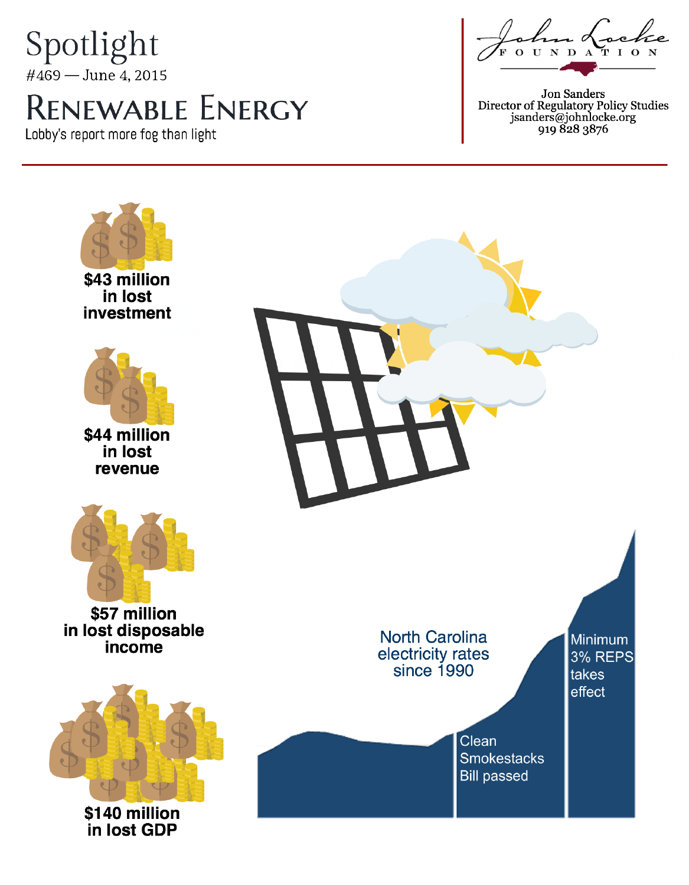# Spotlight

#469 — June 4, 2015

## Renewable Energy

Lobby's report more fog than light

John Locke Foundation

Jon Sanders
Director of Regulatory Policy Studies
jsanders@johnlocke.org
919 828 3876

**$43 million in lost investment**

**$44 million in lost revenue**

**$57 million in lost disposable income**

**$140 million in lost GDP**

North Carolina electricity rates since 1990

Clean Smokestacks Bill passed

Minimum 3% REPS takes effect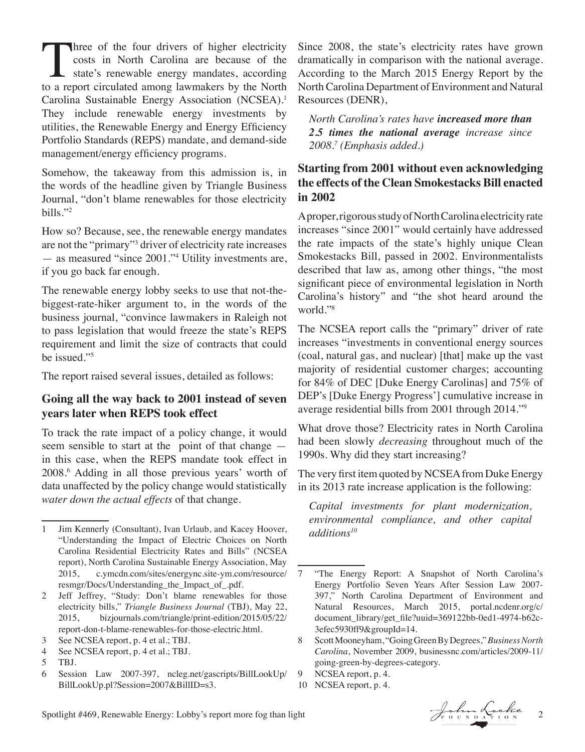Three of the four drivers of higher electricity costs in North Carolina are because of the state's renewable energy mandates, according to a report circulated among lawmakers by the North Carolina Sustainable Energy Association (NCSEA).[1] They include renewable energy investments by utilities, the Renewable Energy and Energy Efficiency Portfolio Standards (REPS) mandate, and demand-side management/energy efficiency programs.

Somehow, the takeaway from this admission is, in the words of the headline given by Triangle Business Journal, "don't blame renewables for those electricity bills."[2]

How so? Because, see, the renewable energy mandates are not the "primary"[3] driver of electricity rate increases — as measured "since 2001."[4] Utility investments are, if you go back far enough.

The renewable energy lobby seeks to use that not-the-biggest-rate-hiker argument to, in the words of the business journal, "convince lawmakers in Raleigh not to pass legislation that would freeze the state's REPS requirement and limit the size of contracts that could be issued."[5]

The report raised several issues, detailed as follows:

### Going all the way back to 2001 instead of seven years later when REPS took effect

To track the rate impact of a policy change, it would seem sensible to start at the point of that change — in this case, when the REPS mandate took effect in 2008.[6] Adding in all those previous years' worth of data unaffected by the policy change would statistically *water down the actual effects* of that change.

Since 2008, the state's electricity rates have grown dramatically in comparison with the national average. According to the March 2015 Energy Report by the North Carolina Department of Environment and Natural Resources (DENR),

> *North Carolina's rates have **increased more than 2.5 times the national average** increase since 2008.[7] (Emphasis added.)*

### Starting from 2001 without even acknowledging the effects of the Clean Smokestacks Bill enacted in 2002

A proper, rigorous study of North Carolina electricity rate increases "since 2001" would certainly have addressed the rate impacts of the state's highly unique Clean Smokestacks Bill, passed in 2002. Environmentalists described that law as, among other things, "the most significant piece of environmental legislation in North Carolina's history" and "the shot heard around the world."[8]

The NCSEA report calls the "primary" driver of rate increases "investments in conventional energy sources (coal, natural gas, and nuclear) [that] make up the vast majority of residential customer charges; accounting for 84% of DEC [Duke Energy Carolinas] and 75% of DEP's [Duke Energy Progress'] cumulative increase in average residential bills from 2001 through 2014."[9]

What drove those? Electricity rates in North Carolina had been slowly *decreasing* throughout much of the 1990s. Why did they start increasing?

The very first item quoted by NCSEA from Duke Energy in its 2013 rate increase application is the following:

> *Capital investments for plant modernization, environmental compliance, and other capital additions[10]*

---

1 Jim Kennerly (Consultant), Ivan Urlaub, and Kacey Hoover, "Understanding the Impact of Electric Choices on North Carolina Residential Electricity Rates and Bills" (NCSEA report), North Carolina Sustainable Energy Association, May 2015, c.ymcdn.com/sites/energync.site-ym.com/resource/resmgr/Docs/Understanding_the_Impact_of_.pdf.

2 Jeff Jeffrey, "Study: Don't blame renewables for those electricity bills," *Triangle Business Journal* (TBJ), May 22, 2015, bizjournals.com/triangle/print-edition/2015/05/22/report-don-t-blame-renewables-for-those-electric.html.

3 See NCSEA report, p. 4 et al.; TBJ.

4 See NCSEA report, p. 4 et al.; TBJ.

5 TBJ.

6 Session Law 2007-397, ncleg.net/gascripts/BillLookUp/BillLookUp.pl?Session=2007&BillID=s3.

7 "The Energy Report: A Snapshot of North Carolina's Energy Portfolio Seven Years After Session Law 2007-397," North Carolina Department of Environment and Natural Resources, March 2015, portal.ncdenr.org/c/document_library/get_file?uuid=369122bb-0ed1-4974-b62c-3efec5930ff9&groupId=14.

8 Scott Mooneyham, "Going Green By Degrees," *Business North Carolina*, November 2009, businessnc.com/articles/2009-11/going-green-by-degrees-category.

9 NCSEA report, p. 4.

10 NCSEA report, p. 4.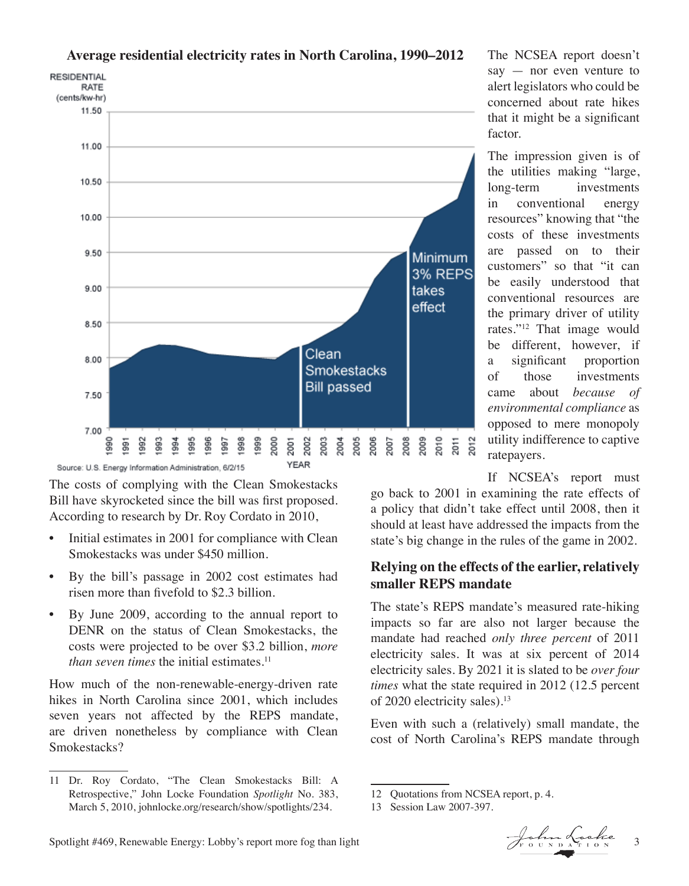**Average residential electricity rates in North Carolina, 1990–2012**

Source: U.S. Energy Information Administration, 6/2/15

The costs of complying with the Clean Smokestacks Bill have skyrocketed since the bill was first proposed. According to research by Dr. Roy Cordato in 2010,

- Initial estimates in 2001 for compliance with Clean Smokestacks was under $450 million.
- By the bill's passage in 2002 cost estimates had risen more than fivefold to $2.3 billion.
- By June 2009, according to the annual report to DENR on the status of Clean Smokestacks, the costs were projected to be over $3.2 billion, *more than seven times* the initial estimates.[11]

How much of the non-renewable-energy-driven rate hikes in North Carolina since 2001, which includes seven years not affected by the REPS mandate, are driven nonetheless by compliance with Clean Smokestacks?

The NCSEA report doesn't say — nor even venture to alert legislators who could be concerned about rate hikes that it might be a significant factor.

The impression given is of the utilities making "large, long-term investments in conventional energy resources" knowing that "the costs of these investments are passed on to their customers" so that "it can be easily understood that conventional resources are the primary driver of utility rates."[12] That image would be different, however, if a significant proportion of those investments came about *because of environmental compliance* as opposed to mere monopoly utility indifference to captive ratepayers.

If NCSEA's report must go back to 2001 in examining the rate effects of a policy that didn't take effect until 2008, then it should at least have addressed the impacts from the state's big change in the rules of the game in 2002.

### Relying on the effects of the earlier, relatively smaller REPS mandate

The state's REPS mandate's measured rate-hiking impacts so far are also not larger because the mandate had reached *only three percent* of 2011 electricity sales. It was at six percent of 2014 electricity sales. By 2021 it is slated to be *over four times* what the state required in 2012 (12.5 percent of 2020 electricity sales).[13]

Even with such a (relatively) small mandate, the cost of North Carolina's REPS mandate through

---

11 Dr. Roy Cordato, "The Clean Smokestacks Bill: A Retrospective," John Locke Foundation *Spotlight* No. 383, March 5, 2010, johnlocke.org/research/show/spotlights/234.

12 Quotations from NCSEA report, p. 4.

13 Session Law 2007-397.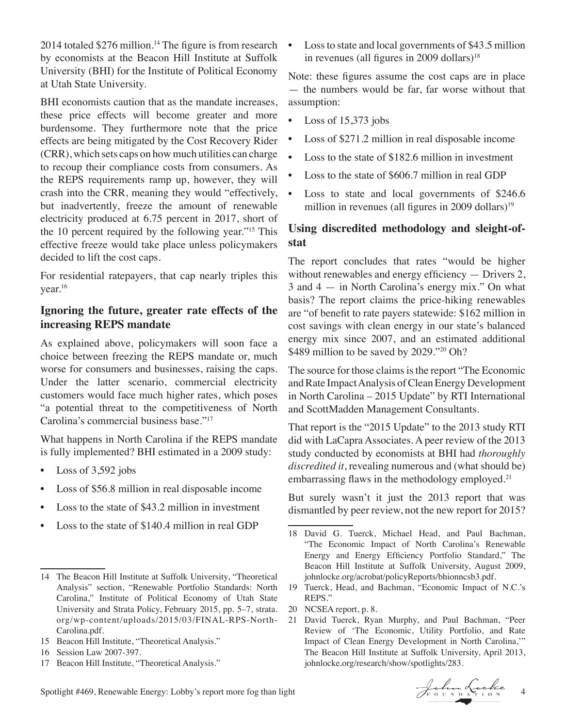2014 totaled $276 million.[14] The figure is from research by economists at the Beacon Hill Institute at Suffolk University (BHI) for the Institute of Political Economy at Utah State University.

BHI economists caution that as the mandate increases, these price effects will become greater and more burdensome. They furthermore note that the price effects are being mitigated by the Cost Recovery Rider (CRR), which sets caps on how much utilities can charge to recoup their compliance costs from consumers. As the REPS requirements ramp up, however, they will crash into the CRR, meaning they would "effectively, but inadvertently, freeze the amount of renewable electricity produced at 6.75 percent in 2017, short of the 10 percent required by the following year."[15] This effective freeze would take place unless policymakers decided to lift the cost caps.

For residential ratepayers, that cap nearly triples this year.[16]

### Ignoring the future, greater rate effects of the increasing REPS mandate

As explained above, policymakers will soon face a choice between freezing the REPS mandate or, much worse for consumers and businesses, raising the caps. Under the latter scenario, commercial electricity customers would face much higher rates, which poses "a potential threat to the competitiveness of North Carolina's commercial business base."[17]

What happens in North Carolina if the REPS mandate is fully implemented? BHI estimated in a 2009 study:

- Loss of 3,592 jobs
- Loss of $56.8 million in real disposable income
- Loss to the state of $43.2 million in investment
- Loss to the state of $140.4 million in real GDP
- Loss to state and local governments of $43.5 million in revenues (all figures in 2009 dollars)[18]

Note: these figures assume the cost caps are in place — the numbers would be far, far worse without that assumption:

- Loss of 15,373 jobs
- Loss of $271.2 million in real disposable income
- Loss to the state of $182.6 million in investment
- Loss to the state of $606.7 million in real GDP
- Loss to state and local governments of $246.6 million in revenues (all figures in 2009 dollars)[19]

### Using discredited methodology and sleight-of-stat

The report concludes that rates "would be higher without renewables and energy efficiency — Drivers 2, 3 and 4 — in North Carolina's energy mix." On what basis? The report claims the price-hiking renewables are "of benefit to rate payers statewide: $162 million in cost savings with clean energy in our state's balanced energy mix since 2007, and an estimated additional $489 million to be saved by 2029."[20] Oh?

The source for those claims is the report "The Economic and Rate Impact Analysis of Clean Energy Development in North Carolina – 2015 Update" by RTI International and ScottMadden Management Consultants.

That report is the "2015 Update" to the 2013 study RTI did with LaCapra Associates. A peer review of the 2013 study conducted by economists at BHI had *thoroughly discredited it*, revealing numerous and (what should be) embarrassing flaws in the methodology employed.[21]

But surely wasn't it just the 2013 report that was dismantled by peer review, not the new report for 2015?

---

14 The Beacon Hill Institute at Suffolk University, "Theoretical Analysis" section, "Renewable Portfolio Standards: North Carolina," Institute of Political Economy of Utah State University and Strata Policy, February 2015, pp. 5–7, strata.org/wp-content/uploads/2015/03/FINAL-RPS-North-Carolina.pdf.

15 Beacon Hill Institute, "Theoretical Analysis."

16 Session Law 2007-397.

17 Beacon Hill Institute, "Theoretical Analysis."

18 David G. Tuerck, Michael Head, and Paul Bachman, "The Economic Impact of North Carolina's Renewable Energy and Energy Efficiency Portfolio Standard," The Beacon Hill Institute at Suffolk University, August 2009, johnlocke.org/acrobat/policyReports/bhionncsb3.pdf.

19 Tuerck, Head, and Bachman, "Economic Impact of N.C.'s REPS."

20 NCSEA report, p. 8.

21 David Tuerck, Ryan Murphy, and Paul Bachman, "Peer Review of 'The Economic, Utility Portfolio, and Rate Impact of Clean Energy Development in North Carolina,'" The Beacon Hill Institute at Suffolk University, April 2013, johnlocke.org/research/show/spotlights/283.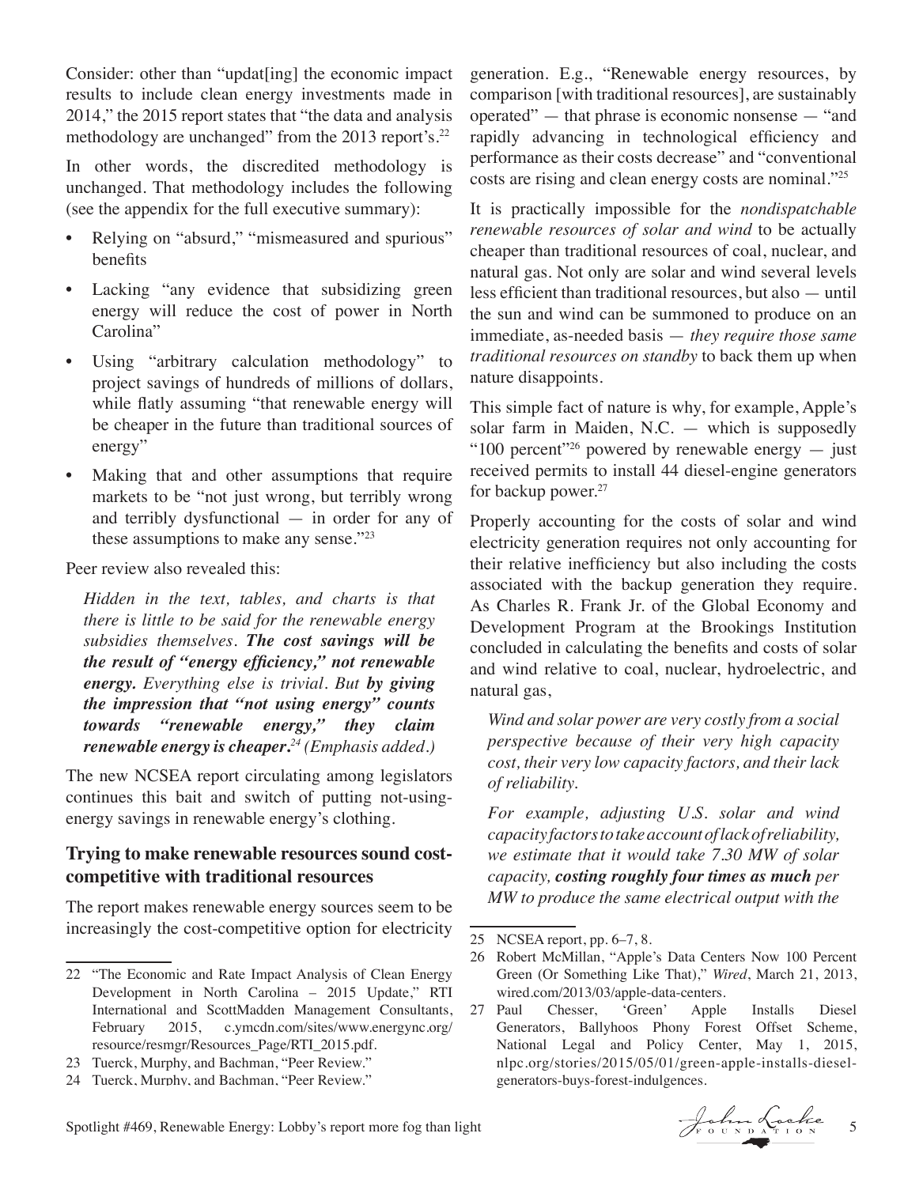Consider: other than "updat[ing] the economic impact results to include clean energy investments made in 2014," the 2015 report states that "the data and analysis methodology are unchanged" from the 2013 report's.[22]

In other words, the discredited methodology is unchanged. That methodology includes the following (see the appendix for the full executive summary):

- Relying on "absurd," "mismeasured and spurious" benefits
- Lacking "any evidence that subsidizing green energy will reduce the cost of power in North Carolina"
- Using "arbitrary calculation methodology" to project savings of hundreds of millions of dollars, while flatly assuming "that renewable energy will be cheaper in the future than traditional sources of energy"
- Making that and other assumptions that require markets to be "not just wrong, but terribly wrong and terribly dysfunctional — in order for any of these assumptions to make any sense."[23]

Peer review also revealed this:

> *Hidden in the text, tables, and charts is that there is little to be said for the renewable energy subsidies themselves.* ***The cost savings will be the result of "energy efficiency," not renewable energy.*** *Everything else is trivial. But* ***by giving the impression that "not using energy" counts towards "renewable energy," they claim renewable energy is cheaper.***[24] *(Emphasis added.)*

The new NCSEA report circulating among legislators continues this bait and switch of putting not-using-energy savings in renewable energy's clothing.

### Trying to make renewable resources sound cost-competitive with traditional resources

The report makes renewable energy sources seem to be increasingly the cost-competitive option for electricity generation. E.g., "Renewable energy resources, by comparison [with traditional resources], are sustainably operated" — that phrase is economic nonsense — "and rapidly advancing in technological efficiency and performance as their costs decrease" and "conventional costs are rising and clean energy costs are nominal."[25]

It is practically impossible for the *nondispatchable renewable resources of solar and wind* to be actually cheaper than traditional resources of coal, nuclear, and natural gas. Not only are solar and wind several levels less efficient than traditional resources, but also — until the sun and wind can be summoned to produce on an immediate, as-needed basis — *they require those same traditional resources on standby* to back them up when nature disappoints.

This simple fact of nature is why, for example, Apple's solar farm in Maiden, N.C. — which is supposedly "100 percent"[26] powered by renewable energy — just received permits to install 44 diesel-engine generators for backup power.[27]

Properly accounting for the costs of solar and wind electricity generation requires not only accounting for their relative inefficiency but also including the costs associated with the backup generation they require. As Charles R. Frank Jr. of the Global Economy and Development Program at the Brookings Institution concluded in calculating the benefits and costs of solar and wind relative to coal, nuclear, hydroelectric, and natural gas,

> *Wind and solar power are very costly from a social perspective because of their very high capacity cost, their very low capacity factors, and their lack of reliability.*
>
> *For example, adjusting U.S. solar and wind capacity factors to take account of lack of reliability, we estimate that it would take 7.30 MW of solar capacity,* ***costing roughly four times as much*** *per MW to produce the same electrical output with the*

---

22 "The Economic and Rate Impact Analysis of Clean Energy Development in North Carolina – 2015 Update," RTI International and ScottMadden Management Consultants, February 2015, c.ymcdn.com/sites/www.energync.org/resource/resmgr/Resources_Page/RTI_2015.pdf.

23 Tuerck, Murphy, and Bachman, "Peer Review."

24 Tuerck, Murphy, and Bachman, "Peer Review."

25 NCSEA report, pp. 6–7, 8.

26 Robert McMillan, "Apple's Data Centers Now 100 Percent Green (Or Something Like That)," *Wired*, March 21, 2013, wired.com/2013/03/apple-data-centers.

27 Paul Chesser, 'Green' Apple Installs Diesel Generators, Ballyhoos Phony Forest Offset Scheme, National Legal and Policy Center, May 1, 2015, nlpc.org/stories/2015/05/01/green-apple-installs-diesel-generators-buys-forest-indulgences.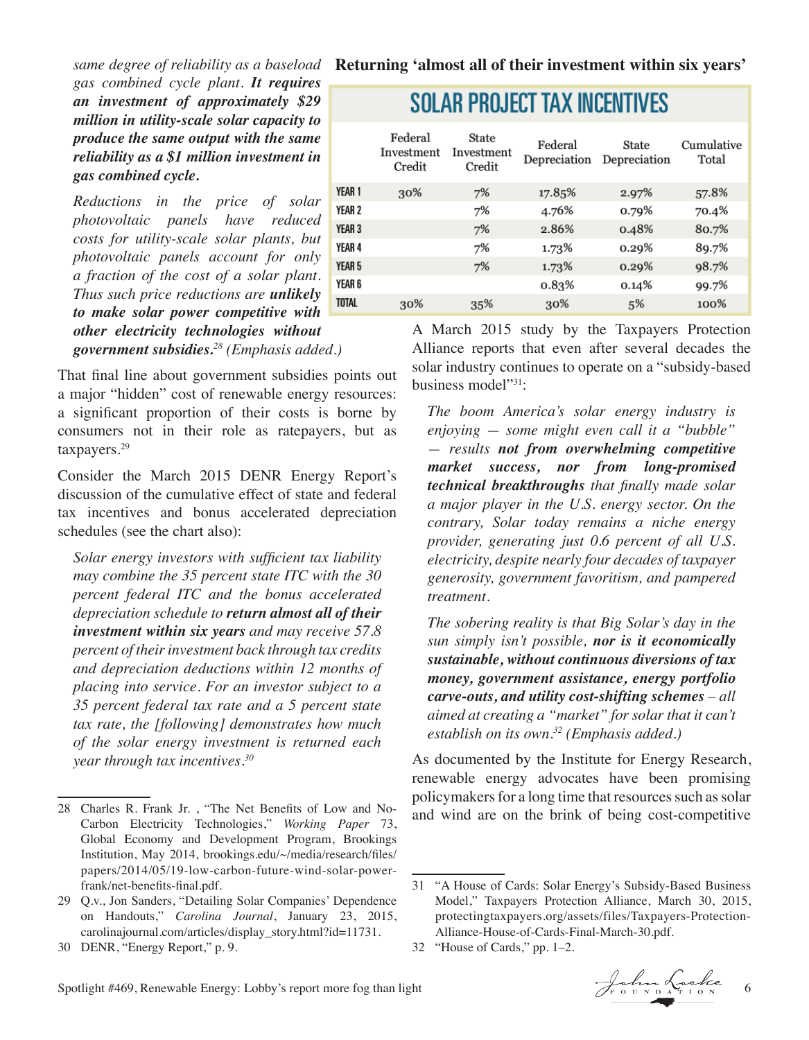*same degree of reliability as a baseload gas combined cycle plant.* ***It requires an investment of approximately $29 million in utility-scale solar capacity to produce the same output with the same reliability as a $1 million investment in gas combined cycle.***

*Reductions in the price of solar photovoltaic panels have reduced costs for utility-scale solar plants, but photovoltaic panels account for only a fraction of the cost of a solar plant. Thus such price reductions are* ***unlikely to make solar power competitive with other electricity technologies without government subsidies.***[28] *(Emphasis added.)*

That final line about government subsidies points out a major "hidden" cost of renewable energy resources: a significant proportion of their costs is borne by consumers not in their role as ratepayers, but as taxpayers.[29]

Consider the March 2015 DENR Energy Report's discussion of the cumulative effect of state and federal tax incentives and bonus accelerated depreciation schedules (see the chart also):

*Solar energy investors with sufficient tax liability may combine the 35 percent state ITC with the 30 percent federal ITC and the bonus accelerated depreciation schedule to* ***return almost all of their investment within six years*** *and may receive 57.8 percent of their investment back through tax credits and depreciation deductions within 12 months of placing into service. For an investor subject to a 35 percent federal tax rate and a 5 percent state tax rate, the [following] demonstrates how much of the solar energy investment is returned each year through tax incentives.*[30]

**Returning 'almost all of their investment within six years'**

## SOLAR PROJECT TAX INCENTIVES

| | Federal Investment Credit | State Investment Credit | Federal Depreciation | State Depreciation | Cumulative Total |
|---|---|---|---|---|---|
| YEAR 1 | 30% | 7% | 17.85% | 2.97% | 57.8% |
| YEAR 2 | | 7% | 4.76% | 0.79% | 70.4% |
| YEAR 3 | | 7% | 2.86% | 0.48% | 80.7% |
| YEAR 4 | | 7% | 1.73% | 0.29% | 89.7% |
| YEAR 5 | | 7% | 1.73% | 0.29% | 98.7% |
| YEAR 6 | | | 0.83% | 0.14% | 99.7% |
| TOTAL | 30% | 35% | 30% | 5% | 100% |

A March 2015 study by the Taxpayers Protection Alliance reports that even after several decades the solar industry continues to operate on a "subsidy-based business model"[31]:

*The boom America's solar energy industry is enjoying — some might even call it a "bubble" — results* ***not from overwhelming competitive market success, nor from long-promised technical breakthroughs*** *that finally made solar a major player in the U.S. energy sector. On the contrary, Solar today remains a niche energy provider, generating just 0.6 percent of all U.S. electricity, despite nearly four decades of taxpayer generosity, government favoritism, and pampered treatment.*

*The sobering reality is that Big Solar's day in the sun simply isn't possible,* ***nor is it economically sustainable, without continuous diversions of tax money, government assistance, energy portfolio carve-outs, and utility cost-shifting schemes*** *– all aimed at creating a "market" for solar that it can't establish on its own.*[32] *(Emphasis added.)*

As documented by the Institute for Energy Research, renewable energy advocates have been promising policymakers for a long time that resources such as solar and wind are on the brink of being cost-competitive

---

28 Charles R. Frank Jr. , "The Net Benefits of Low and No-Carbon Electricity Technologies," *Working Paper* 73, Global Economy and Development Program, Brookings Institution, May 2014, brookings.edu/~/media/research/files/papers/2014/05/19-low-carbon-future-wind-solar-power-frank/net-benefits-final.pdf.

29 Q.v., Jon Sanders, "Detailing Solar Companies' Dependence on Handouts," *Carolina Journal*, January 23, 2015, carolinajournal.com/articles/display_story.html?id=11731.

30 DENR, "Energy Report," p. 9.

31 "A House of Cards: Solar Energy's Subsidy-Based Business Model," Taxpayers Protection Alliance, March 30, 2015, protectingtaxpayers.org/assets/files/Taxpayers-Protection-Alliance-House-of-Cards-Final-March-30.pdf.

32 "House of Cards," pp. 1–2.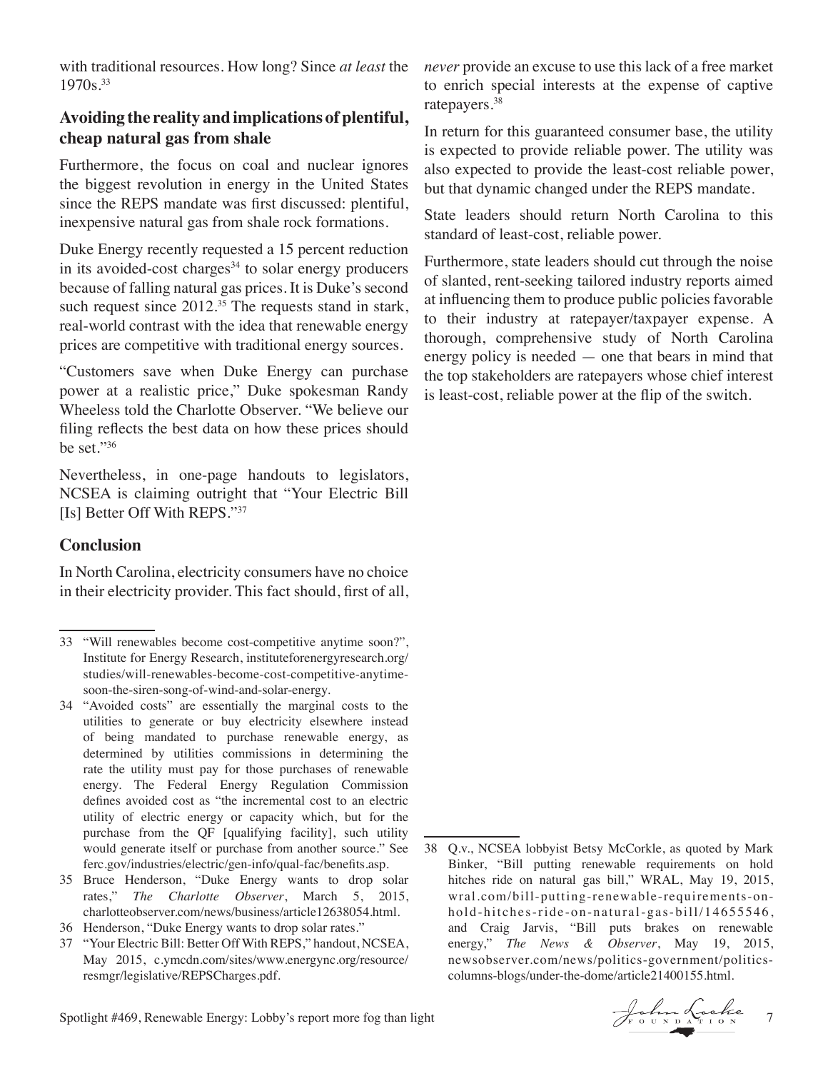with traditional resources. How long? Since *at least* the 1970s.[33]

## Avoiding the reality and implications of plentiful, cheap natural gas from shale

Furthermore, the focus on coal and nuclear ignores the biggest revolution in energy in the United States since the REPS mandate was first discussed: plentiful, inexpensive natural gas from shale rock formations.

Duke Energy recently requested a 15 percent reduction in its avoided-cost charges[34] to solar energy producers because of falling natural gas prices. It is Duke's second such request since 2012.[35] The requests stand in stark, real-world contrast with the idea that renewable energy prices are competitive with traditional energy sources.

"Customers save when Duke Energy can purchase power at a realistic price," Duke spokesman Randy Wheeless told the Charlotte Observer. "We believe our filing reflects the best data on how these prices should be set."[36]

Nevertheless, in one-page handouts to legislators, NCSEA is claiming outright that "Your Electric Bill [Is] Better Off With REPS."[37]

## Conclusion

In North Carolina, electricity consumers have no choice in their electricity provider. This fact should, first of all, *never* provide an excuse to use this lack of a free market to enrich special interests at the expense of captive ratepayers.[38]

In return for this guaranteed consumer base, the utility is expected to provide reliable power. The utility was also expected to provide the least-cost reliable power, but that dynamic changed under the REPS mandate.

State leaders should return North Carolina to this standard of least-cost, reliable power.

Furthermore, state leaders should cut through the noise of slanted, rent-seeking tailored industry reports aimed at influencing them to produce public policies favorable to their industry at ratepayer/taxpayer expense. A thorough, comprehensive study of North Carolina energy policy is needed — one that bears in mind that the top stakeholders are ratepayers whose chief interest is least-cost, reliable power at the flip of the switch.

---

33 "Will renewables become cost-competitive anytime soon?", Institute for Energy Research, instituteforenergyresearch.org/studies/will-renewables-become-cost-competitive-anytime-soon-the-siren-song-of-wind-and-solar-energy.

34 "Avoided costs" are essentially the marginal costs to the utilities to generate or buy electricity elsewhere instead of being mandated to purchase renewable energy, as determined by utilities commissions in determining the rate the utility must pay for those purchases of renewable energy. The Federal Energy Regulation Commission defines avoided cost as "the incremental cost to an electric utility of electric energy or capacity which, but for the purchase from the QF [qualifying facility], such utility would generate itself or purchase from another source." See ferc.gov/industries/electric/gen-info/qual-fac/benefits.asp.

35 Bruce Henderson, "Duke Energy wants to drop solar rates," *The Charlotte Observer*, March 5, 2015, charlotteobserver.com/news/business/article12638054.html.

36 Henderson, "Duke Energy wants to drop solar rates."

37 "Your Electric Bill: Better Off With REPS," handout, NCSEA, May 2015, c.ymcdn.com/sites/www.energync.org/resource/resmgr/legislative/REPSCharges.pdf.

38 Q.v., NCSEA lobbyist Betsy McCorkle, as quoted by Mark Binker, "Bill putting renewable requirements on hold hitches ride on natural gas bill," WRAL, May 19, 2015, wral.com/bill-putting-renewable-requirements-on-hold-hitches-ride-on-natural-gas-bill/14655546, and Craig Jarvis, "Bill puts brakes on renewable energy," *The News & Observer*, May 19, 2015, newsobserver.com/news/politics-government/politics-columns-blogs/under-the-dome/article21400155.html.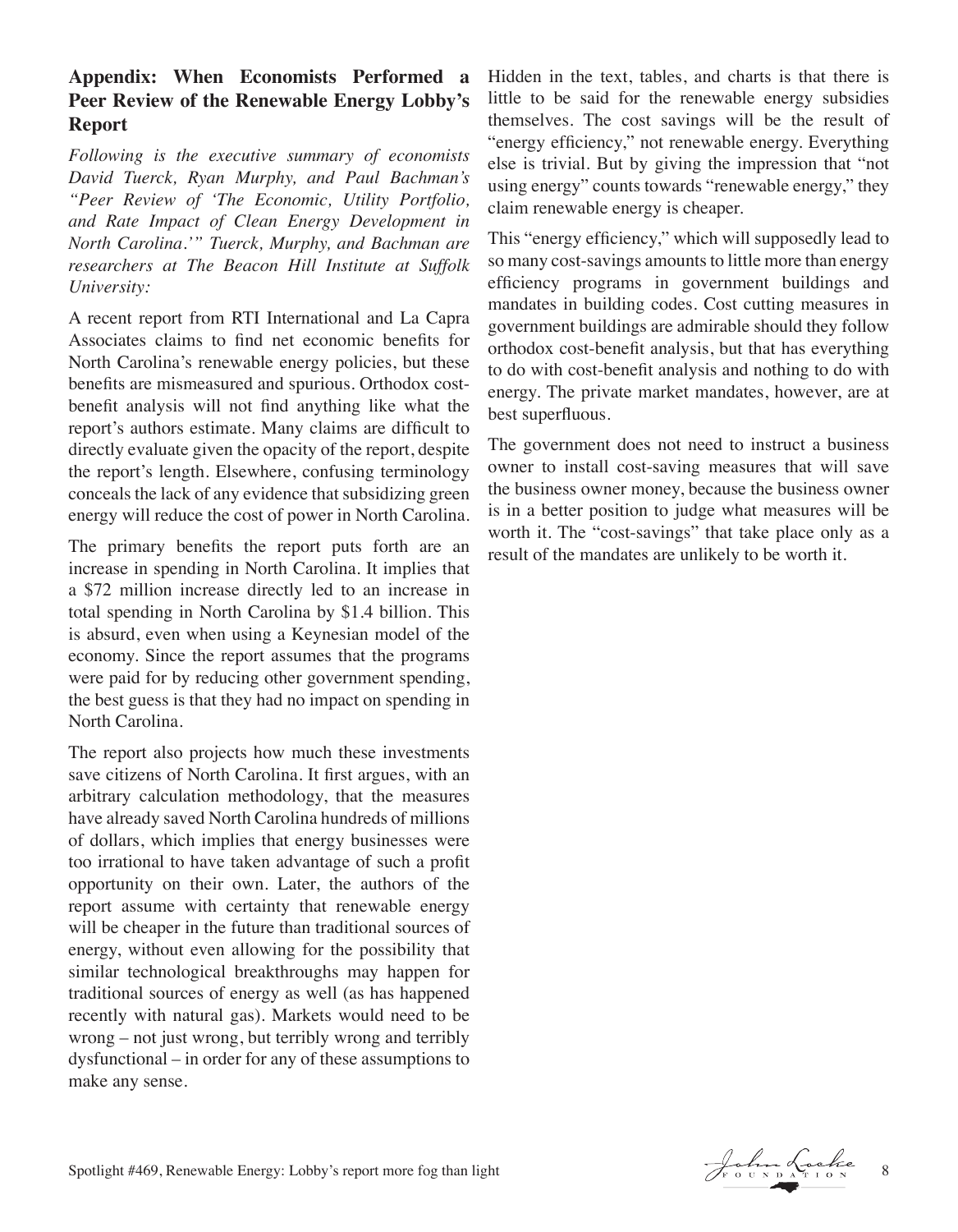## Appendix: When Economists Performed a Peer Review of the Renewable Energy Lobby's Report

*Following is the executive summary of economists David Tuerck, Ryan Murphy, and Paul Bachman's "Peer Review of 'The Economic, Utility Portfolio, and Rate Impact of Clean Energy Development in North Carolina.'" Tuerck, Murphy, and Bachman are researchers at The Beacon Hill Institute at Suffolk University:*

A recent report from RTI International and La Capra Associates claims to find net economic benefits for North Carolina's renewable energy policies, but these benefits are mismeasured and spurious. Orthodox cost-benefit analysis will not find anything like what the report's authors estimate. Many claims are difficult to directly evaluate given the opacity of the report, despite the report's length. Elsewhere, confusing terminology conceals the lack of any evidence that subsidizing green energy will reduce the cost of power in North Carolina.

The primary benefits the report puts forth are an increase in spending in North Carolina. It implies that a $72 million increase directly led to an increase in total spending in North Carolina by $1.4 billion. This is absurd, even when using a Keynesian model of the economy. Since the report assumes that the programs were paid for by reducing other government spending, the best guess is that they had no impact on spending in North Carolina.

The report also projects how much these investments save citizens of North Carolina. It first argues, with an arbitrary calculation methodology, that the measures have already saved North Carolina hundreds of millions of dollars, which implies that energy businesses were too irrational to have taken advantage of such a profit opportunity on their own. Later, the authors of the report assume with certainty that renewable energy will be cheaper in the future than traditional sources of energy, without even allowing for the possibility that similar technological breakthroughs may happen for traditional sources of energy as well (as has happened recently with natural gas). Markets would need to be wrong – not just wrong, but terribly wrong and terribly dysfunctional – in order for any of these assumptions to make any sense.

Hidden in the text, tables, and charts is that there is little to be said for the renewable energy subsidies themselves. The cost savings will be the result of "energy efficiency," not renewable energy. Everything else is trivial. But by giving the impression that "not using energy" counts towards "renewable energy," they claim renewable energy is cheaper.

This "energy efficiency," which will supposedly lead to so many cost-savings amounts to little more than energy efficiency programs in government buildings and mandates in building codes. Cost cutting measures in government buildings are admirable should they follow orthodox cost-benefit analysis, but that has everything to do with cost-benefit analysis and nothing to do with energy. The private market mandates, however, are at best superfluous.

The government does not need to instruct a business owner to install cost-saving measures that will save the business owner money, because the business owner is in a better position to judge what measures will be worth it. The "cost-savings" that take place only as a result of the mandates are unlikely to be worth it.